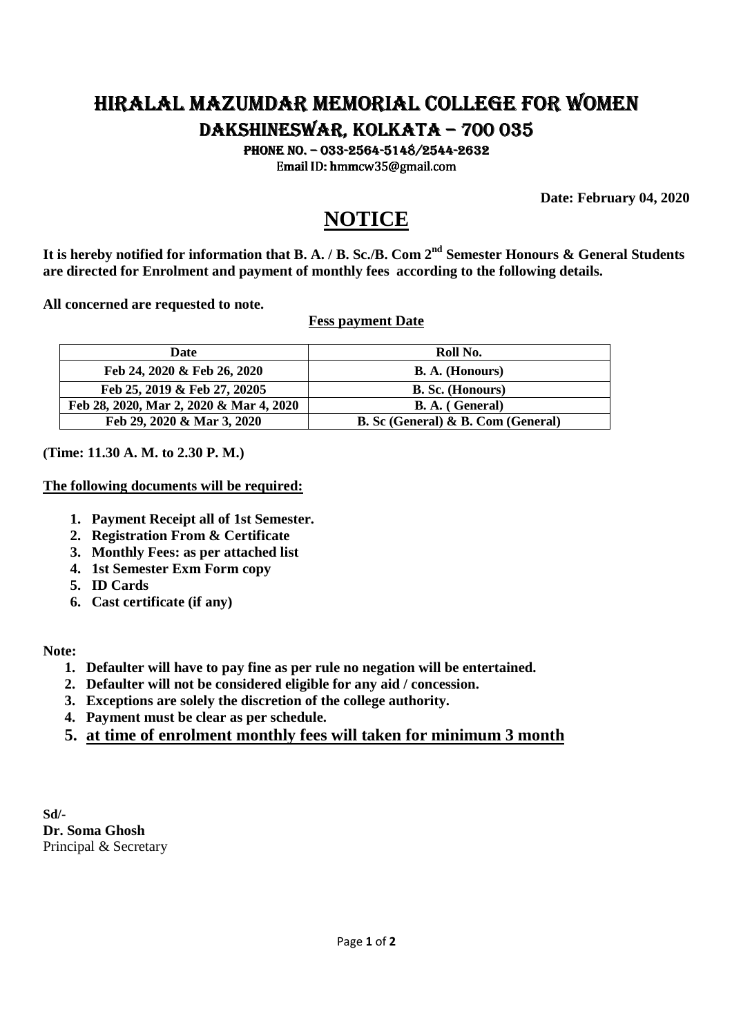# HIRALAL MAZUMDAR MEMORIAL COLLEGE FOR WOMEN

## DAKSHINESWAR, KOLKATA – 700 035

**PHONE NO. – 033-2564-5148/2544-2632**

**Email ID: hmmcw35@gmail.com**

**Date: February 04, 2020**

# NOTICE

**It is hereby notified for information that B. A. / B. Sc./B. Com 2nd Semester Honours & General Students are directed for Enrolment and payment of monthly fees according to the following details.**

**All concerned are requested to note.**

**Fess payment Date**

| Date | Roll No. |
|---|---|
| Feb 24, 2020 & Feb 26, 2020 | B. A. (Honours) |
| Feb 25, 2019 & Feb 27, 20205 | B. Sc. (Honours) |
| Feb 28, 2020, Mar 2, 2020 & Mar 4, 2020 | B. A. ( General) |
| Feb 29, 2020 & Mar 3, 2020 | B. Sc (General) & B. Com (General) |

**(Time: 11.30 A. M. to 2.30 P. M.)**

**The following documents will be required:**

1. **Payment Receipt all of 1st Semester.**
2. **Registration From & Certificate**
3. **Monthly Fees: as per attached list**
4. **1st Semester Exm Form copy**
5. **ID Cards**
6. **Cast certificate (if any)**

**Note:**

1. **Defaulter will have to pay fine as per rule no negation will be entertained.**
2. **Defaulter will not be considered eligible for any aid / concession.**
3. **Exceptions are solely the discretion of the college authority.**
4. **Payment must be clear as per schedule.**
5. **at time of enrolment monthly fees will taken for minimum 3 month**

**Sd/-**
**Dr. Soma Ghosh**
Principal & Secretary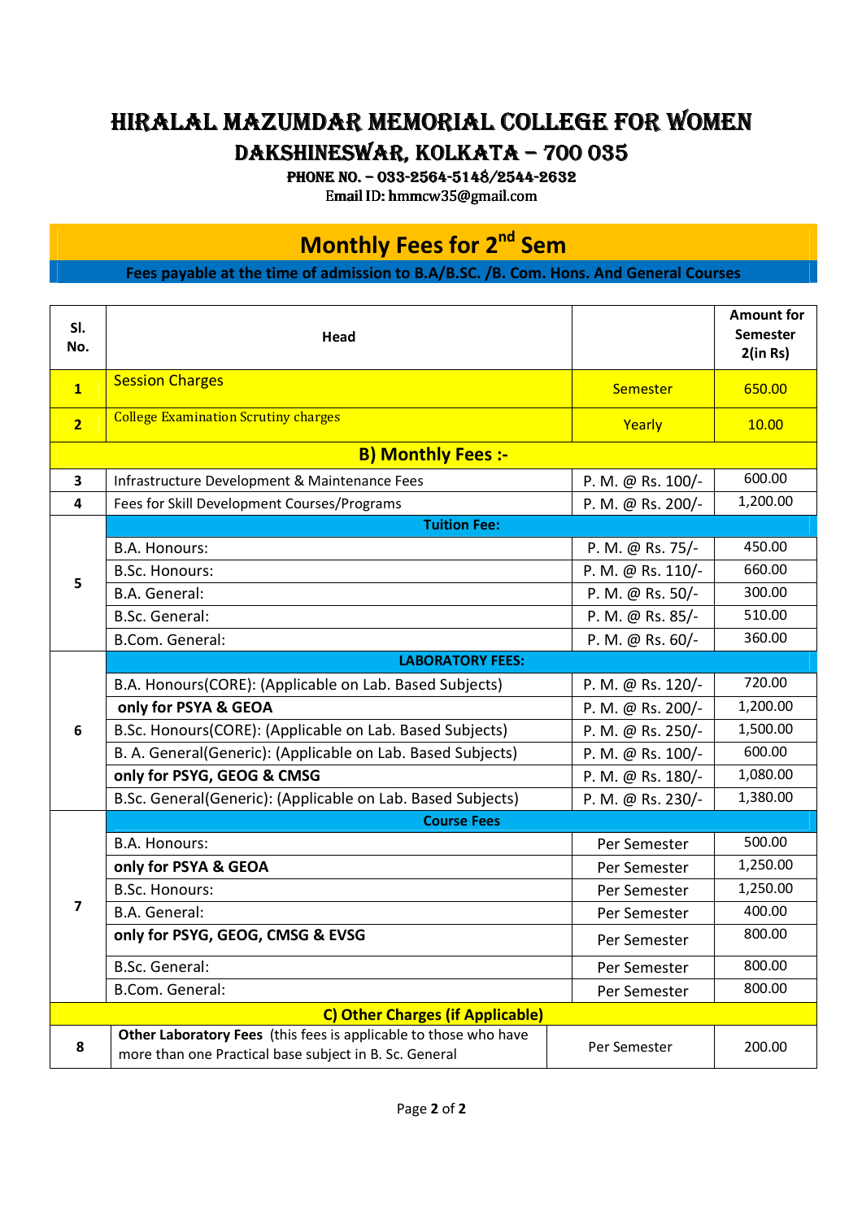# HIRALAL MAZUMDAR MEMORIAL COLLEGE FOR WOMEN

## DAKSHINESWAR, KOLKATA – 700 035

**PHONE NO. – 033-2564-5148/2544-2632**

**Email ID: hmmcw35@gmail.com**

## Monthly Fees for 2nd Sem

**Fees payable at the time of admission to B.A/B.SC. /B. Com. Hons. And General Courses**

| Sl. No. | Head | | Amount for Semester 2(in Rs) |
|---|---|---|---|
| 1 | Session Charges | Semester | 650.00 |
| 2 | College Examination Scrutiny charges | Yearly | 10.00 |
| | **B) Monthly Fees :-** | | |
| 3 | Infrastructure Development & Maintenance Fees | P. M. @ Rs. 100/- | 600.00 |
| 4 | Fees for Skill Development Courses/Programs | P. M. @ Rs. 200/- | 1,200.00 |
| 5 | **Tuition Fee:** | | |
| | B.A. Honours: | P. M. @ Rs. 75/- | 450.00 |
| | B.Sc. Honours: | P. M. @ Rs. 110/- | 660.00 |
| | B.A. General: | P. M. @ Rs. 50/- | 300.00 |
| | B.Sc. General: | P. M. @ Rs. 85/- | 510.00 |
| | B.Com. General: | P. M. @ Rs. 60/- | 360.00 |
| 6 | **LABORATORY FEES:** | | |
| | B.A. Honours(CORE): (Applicable on Lab. Based Subjects) | P. M. @ Rs. 120/- | 720.00 |
| | **only for PSYA & GEOA** | P. M. @ Rs. 200/- | 1,200.00 |
| | B.Sc. Honours(CORE): (Applicable on Lab. Based Subjects) | P. M. @ Rs. 250/- | 1,500.00 |
| | B. A. General(Generic): (Applicable on Lab. Based Subjects) | P. M. @ Rs. 100/- | 600.00 |
| | **only for PSYG, GEOG & CMSG** | P. M. @ Rs. 180/- | 1,080.00 |
| | B.Sc. General(Generic): (Applicable on Lab. Based Subjects) | P. M. @ Rs. 230/- | 1,380.00 |
| 7 | **Course Fees** | | |
| | B.A. Honours: | Per Semester | 500.00 |
| | **only for PSYA & GEOA** | Per Semester | 1,250.00 |
| | B.Sc. Honours: | Per Semester | 1,250.00 |
| | B.A. General: | Per Semester | 400.00 |
| | **only for PSYG, GEOG, CMSG & EVSG** | Per Semester | 800.00 |
| | B.Sc. General: | Per Semester | 800.00 |
| | B.Com. General: | Per Semester | 800.00 |
| | **C) Other Charges (if Applicable)** | | |
| 8 | **Other Laboratory Fees** (this fees is applicable to those who have more than one Practical base subject in B. Sc. General | Per Semester | 200.00 |